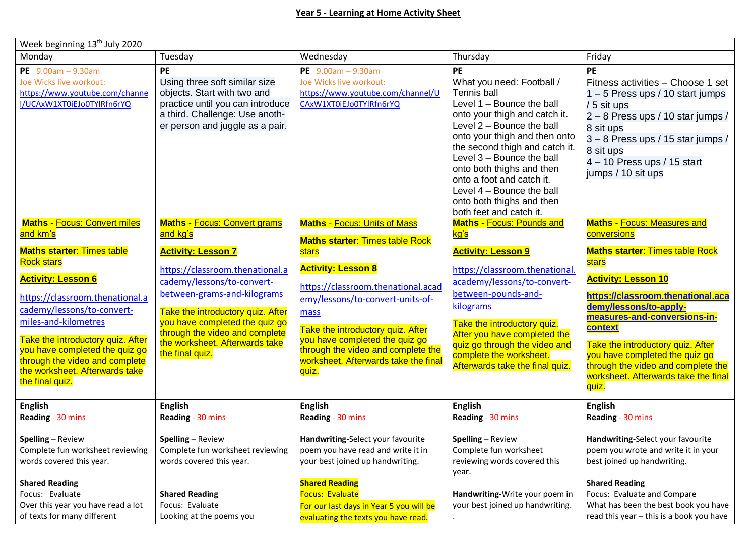**Year 5 - Learning at Home Activity Sheet**

| Week beginning 13th July 2020 | | | | |
|---|---|---|---|---|
| Monday | Tuesday | Wednesday | Thursday | Friday |
| **PE** 9.00am – 9.30am<br>Joe Wicks live workout:<br>https://www.youtube.com/channel/UCAxW1XT0iEJo0TYlRfn6rYQ | **PE**<br>Using three soft similar size objects. Start with two and practice until you can introduce a third. Challenge: Use another person and juggle as a pair. | **PE** 9.00am – 9.30am<br>Joe Wicks live workout:<br>https://www.youtube.com/channel/UCAxW1XT0iEJo0TYlRfn6rYQ | **PE**<br>What you need: Football / Tennis ball<br>Level 1 – Bounce the ball onto your thigh and catch it.<br>Level 2 – Bounce the ball onto your thigh and then onto the second thigh and catch it.<br>Level 3 – Bounce the ball onto both thighs and then onto a foot and catch it.<br>Level 4 – Bounce the ball onto both thighs and then both feet and catch it. | **PE**<br>Fitness activities – Choose 1 set<br>1 – 5 Press ups / 10 start jumps / 5 sit ups<br>2 – 8 Press ups / 10 star jumps / 8 sit ups<br>3 – 8 Press ups / 15 star jumps / 8 sit ups<br>4 – 10 Press ups / 15 start jumps / 10 sit ups |
| **Maths** - Focus: Convert miles and km's<br><br>**Maths starter**: Times table Rock stars<br><br>**Activity: Lesson 6**<br><br>https://classroom.thenational.academy/lessons/to-convert-miles-and-kilometres<br><br>Take the introductory quiz. After you have completed the quiz go through the video and complete the worksheet. Afterwards take the final quiz. | **Maths** - Focus: Convert grams and kg's<br><br>**Activity: Lesson 7**<br><br>https://classroom.thenational.academy/lessons/to-convert-between-grams-and-kilograms<br><br>Take the introductory quiz. After you have completed the quiz go through the video and complete the worksheet. Afterwards take the final quiz. | **Maths** - Focus: Units of Mass<br><br>**Maths starter**: Times table Rock stars<br><br>**Activity: Lesson 8**<br><br>https://classroom.thenational.academy/lessons/to-convert-units-of-mass<br><br>Take the introductory quiz. After you have completed the quiz go through the video and complete the worksheet. Afterwards take the final quiz. | **Maths** - Focus: Pounds and kg's<br><br>**Activity: Lesson 9**<br><br>https://classroom.thenational.academy/lessons/to-convert-between-pounds-and-kilograms<br><br>Take the introductory quiz. After you have completed the quiz go through the video and complete the worksheet. Afterwards take the final quiz. | **Maths** - Focus: Measures and conversions<br><br>**Maths starter**: Times table Rock stars<br><br>**Activity: Lesson 10**<br><br>**https://classroom.thenational.academy/lessons/to-apply-measures-and-conversions-in-context**<br><br>Take the introductory quiz. After you have completed the quiz go through the video and complete the worksheet. Afterwards take the final quiz. |
| **English**<br>**Reading** - 30 mins<br><br>**Spelling** – Review<br>Complete fun worksheet reviewing words covered this year.<br><br>**Shared Reading**<br>Focus: Evaluate<br>Over this year you have read a lot of texts for many different | **English**<br>**Reading** - 30 mins<br><br>**Spelling** – Review<br>Complete fun worksheet reviewing words covered this year.<br><br>**Shared Reading**<br>Focus: Evaluate<br>Looking at the poems you | **English**<br>**Reading** - 30 mins<br><br>**Handwriting**-Select your favourite poem you have read and write it in your best joined up handwriting.<br><br>**Shared Reading**<br>Focus: Evaluate<br>For our last days in Year 5 you will be evaluating the texts you have read. | **English**<br>**Reading** - 30 mins<br><br>**Spelling** – Review<br>Complete fun worksheet reviewing words covered this year.<br><br>**Handwriting**-Write your poem in your best joined up handwriting.<br>. | **English**<br>**Reading** - 30 mins<br><br>**Handwriting**-Select your favourite poem you wrote and write it in your best joined up handwriting.<br><br>**Shared Reading**<br>Focus: Evaluate and Compare<br>What has been the best book you have read this year – this is a book you have |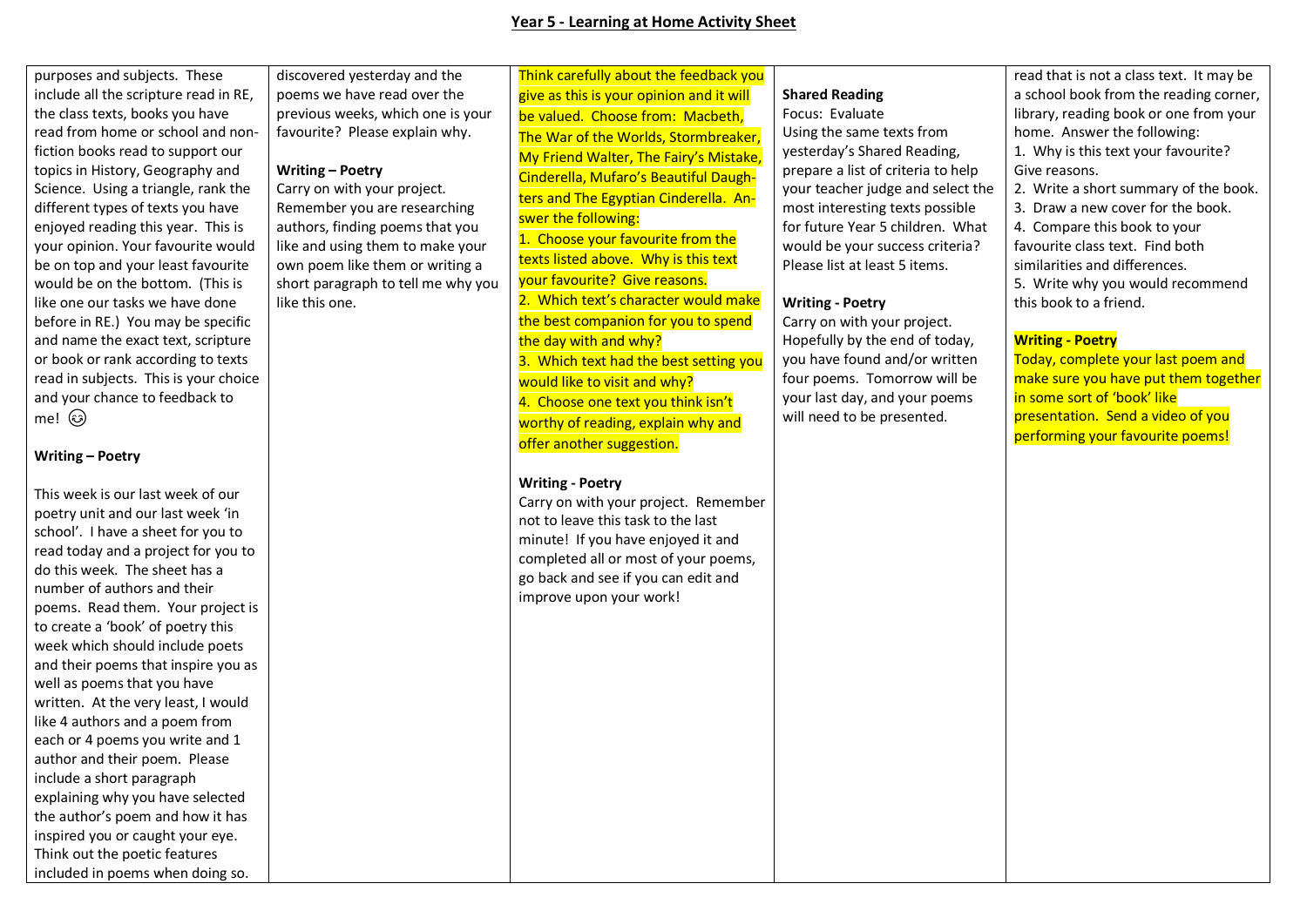## Year 5 - Learning at Home Activity Sheet

| | | | | |
|---|---|---|---|---|
| purposes and subjects. These include all the scripture read in RE, the class texts, books you have read from home or school and non-fiction books read to support our topics in History, Geography and Science. Using a triangle, rank the different types of texts you have enjoyed reading this year. This is your opinion. Your favourite would be on top and your least favourite would be on the bottom. (This is like one our tasks we have done before in RE.) You may be specific and name the exact text, scripture or book or rank according to texts read in subjects. This is your choice and your chance to feedback to me! 😉<br><br>**Writing – Poetry**<br><br>This week is our last week of our poetry unit and our last week 'in school'. I have a sheet for you to read today and a project for you to do this week. The sheet has a number of authors and their poems. Read them. Your project is to create a 'book' of poetry this week which should include poets and their poems that inspire you as well as poems that you have written. At the very least, I would like 4 authors and a poem from each or 4 poems you write and 1 author and their poem. Please include a short paragraph explaining why you have selected the author's poem and how it has inspired you or caught your eye. Think out the poetic features included in poems when doing so. | discovered yesterday and the poems we have read over the previous weeks, which one is your favourite? Please explain why.<br><br>**Writing – Poetry**<br>Carry on with your project. Remember you are researching authors, finding poems that you like and using them to make your own poem like them or writing a short paragraph to tell me why you like this one. | Think carefully about the feedback you give as this is your opinion and it will be valued. Choose from: Macbeth, The War of the Worlds, Stormbreaker, My Friend Walter, The Fairy's Mistake, Cinderella, Mufaro's Beautiful Daughters and The Egyptian Cinderella. Answer the following:<br>1. Choose your favourite from the texts listed above. Why is this text your favourite? Give reasons.<br>2. Which text's character would make the best companion for you to spend the day with and why?<br>3. Which text had the best setting you would like to visit and why?<br>4. Choose one text you think isn't worthy of reading, explain why and offer another suggestion.<br><br>**Writing - Poetry**<br>Carry on with your project. Remember not to leave this task to the last minute! If you have enjoyed it and completed all or most of your poems, go back and see if you can edit and improve upon your work! | **Shared Reading**<br>Focus: Evaluate<br>Using the same texts from yesterday's Shared Reading, prepare a list of criteria to help your teacher judge and select the most interesting texts possible for future Year 5 children. What would be your success criteria? Please list at least 5 items.<br><br>**Writing - Poetry**<br>Carry on with your project. Hopefully by the end of today, you have found and/or written four poems. Tomorrow will be your last day, and your poems will need to be presented. | read that is not a class text. It may be a school book from the reading corner, library, reading book or one from your home. Answer the following:<br>1. Why is this text your favourite? Give reasons.<br>2. Write a short summary of the book.<br>3. Draw a new cover for the book.<br>4. Compare this book to your favourite class text. Find both similarities and differences.<br>5. Write why you would recommend this book to a friend.<br><br>**Writing - Poetry**<br>Today, complete your last poem and make sure you have put them together in some sort of 'book' like presentation. Send a video of you performing your favourite poems! |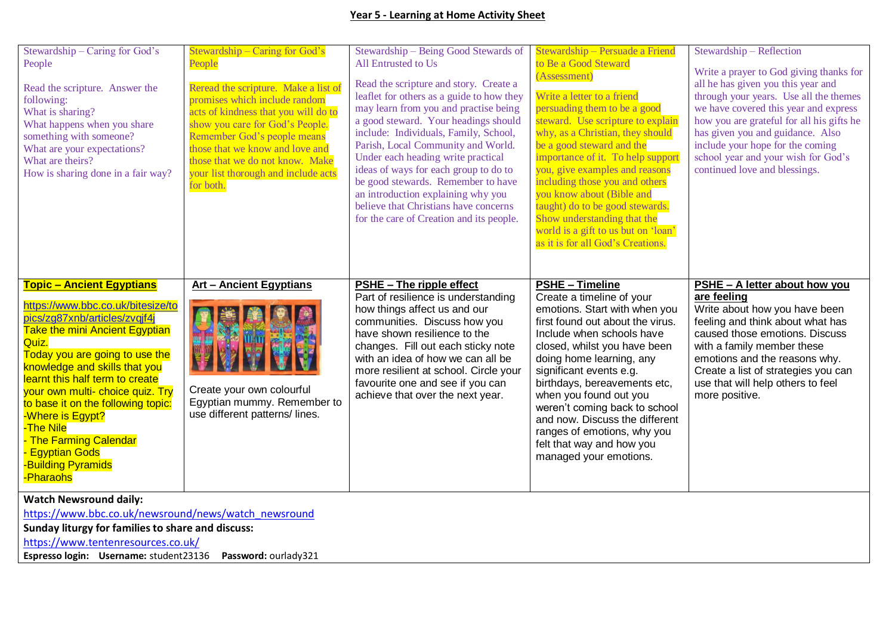# Year 5 - Learning at Home Activity Sheet

| | | | | |
|---|---|---|---|---|
| Stewardship – Caring for God's People<br><br>Read the scripture. Answer the following:<br>What is sharing?<br>What happens when you share something with someone?<br>What are your expectations?<br>What are theirs?<br>How is sharing done in a fair way? | Stewardship – Caring for God's People<br><br>Reread the scripture. Make a list of promises which include random acts of kindness that you will do to show you care for God's People. Remember God's people means those that we know and love and those that we do not know. Make your list thorough and include acts for both. | Stewardship – Being Good Stewards of All Entrusted to Us<br><br>Read the scripture and story. Create a leaflet for others as a guide to how they may learn from you and practise being a good steward. Your headings should include: Individuals, Family, School, Parish, Local Community and World. Under each heading write practical ideas of ways for each group to do to be good stewards. Remember to have an introduction explaining why you believe that Christians have concerns for the care of Creation and its people. | Stewardship – Persuade a Friend to Be a Good Steward (Assessment)<br><br>Write a letter to a friend persuading them to be a good steward. Use scripture to explain why, as a Christian, they should be a good steward and the importance of it. To help support you, give examples and reasons including those you and others you know about (Bible and taught) do to be good stewards. Show understanding that the world is a gift to us but on 'loan' as it is for all God's Creations. | Stewardship – Reflection<br><br>Write a prayer to God giving thanks for all he has given you this year and through your years. Use all the themes we have covered this year and express how you are grateful for all his gifts he has given you and guidance. Also include your hope for the coming school year and your wish for God's continued love and blessings. |
| **Topic – Ancient Egyptians**<br><br>https://www.bbc.co.uk/bitesize/topics/zg87xnb/articles/zvqjf4j<br>Take the mini Ancient Egyptian Quiz.<br>Today you are going to use the knowledge and skills that you learnt this half term to create your own multi- choice quiz. Try to base it on the following topic:<br>-Where is Egypt?<br>-The Nile<br>- The Farming Calendar<br>- Egyptian Gods<br>-Building Pyramids<br>-Pharaohs | **Art – Ancient Egyptians**<br><br>Create your own colourful Egyptian mummy. Remember to use different patterns/ lines. | **PSHE – The ripple effect**<br>Part of resilience is understanding how things affect us and our communities. Discuss how you have shown resilience to the changes. Fill out each sticky note with an idea of how we can all be more resilient at school. Circle your favourite one and see if you can achieve that over the next year. | **PSHE – Timeline**<br>Create a timeline of your emotions. Start with when you first found out about the virus. Include when schools have closed, whilst you have been doing home learning, any significant events e.g. birthdays, bereavements etc, when you found out you weren't coming back to school and now. Discuss the different ranges of emotions, why you felt that way and how you managed your emotions. | **PSHE – A letter about how you are feeling**<br>Write about how you have been feeling and think about what has caused those emotions. Discuss with a family member these emotions and the reasons why. Create a list of strategies you can use that will help others to feel more positive. |

**Watch Newsround daily:**
https://www.bbc.co.uk/newsround/news/watch_newsround

**Sunday liturgy for families to share and discuss:**
https://www.tentenresources.co.uk/

**Espresso login:** **Username:** student23136 **Password:** ourlady321